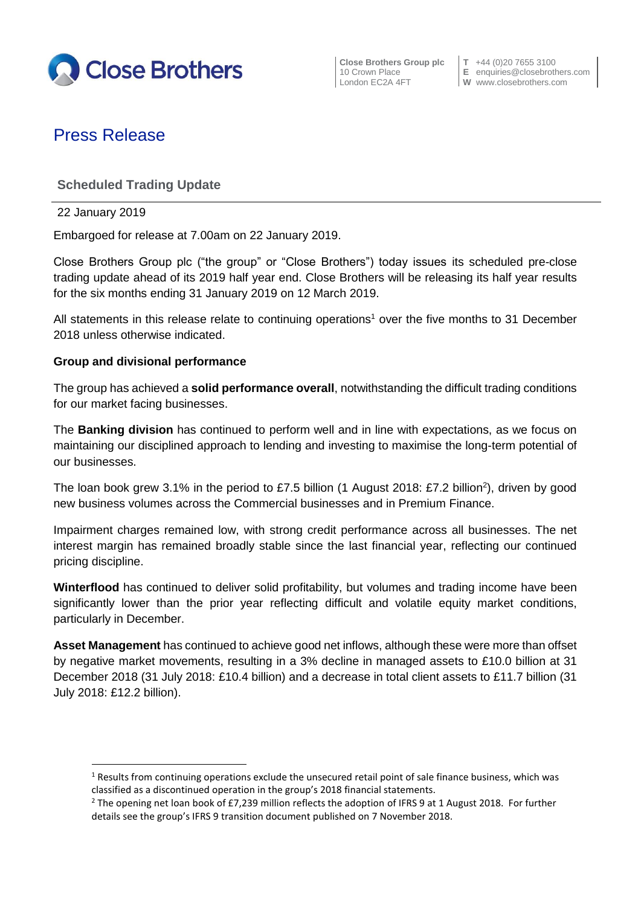Close Brothers

Close Brothers Group plc
10 Crown Place
London EC2A 4FT

T +44 (0)20 7655 3100
E enquiries@closebrothers.com
W www.closebrothers.com

# Press Release

## Scheduled Trading Update

22 January 2019

Embargoed for release at 7.00am on 22 January 2019.

Close Brothers Group plc ("the group" or "Close Brothers") today issues its scheduled pre-close trading update ahead of its 2019 half year end. Close Brothers will be releasing its half year results for the six months ending 31 January 2019 on 12 March 2019.

All statements in this release relate to continuing operations[1] over the five months to 31 December 2018 unless otherwise indicated.

**Group and divisional performance**

The group has achieved a **solid performance overall**, notwithstanding the difficult trading conditions for our market facing businesses.

The **Banking division** has continued to perform well and in line with expectations, as we focus on maintaining our disciplined approach to lending and investing to maximise the long-term potential of our businesses.

The loan book grew 3.1% in the period to £7.5 billion (1 August 2018: £7.2 billion[2]), driven by good new business volumes across the Commercial businesses and in Premium Finance.

Impairment charges remained low, with strong credit performance across all businesses. The net interest margin has remained broadly stable since the last financial year, reflecting our continued pricing discipline.

**Winterflood** has continued to deliver solid profitability, but volumes and trading income have been significantly lower than the prior year reflecting difficult and volatile equity market conditions, particularly in December.

**Asset Management** has continued to achieve good net inflows, although these were more than offset by negative market movements, resulting in a 3% decline in managed assets to £10.0 billion at 31 December 2018 (31 July 2018: £10.4 billion) and a decrease in total client assets to £11.7 billion (31 July 2018: £12.2 billion).

---

[1] Results from continuing operations exclude the unsecured retail point of sale finance business, which was classified as a discontinued operation in the group's 2018 financial statements.

[2] The opening net loan book of £7,239 million reflects the adoption of IFRS 9 at 1 August 2018. For further details see the group's IFRS 9 transition document published on 7 November 2018.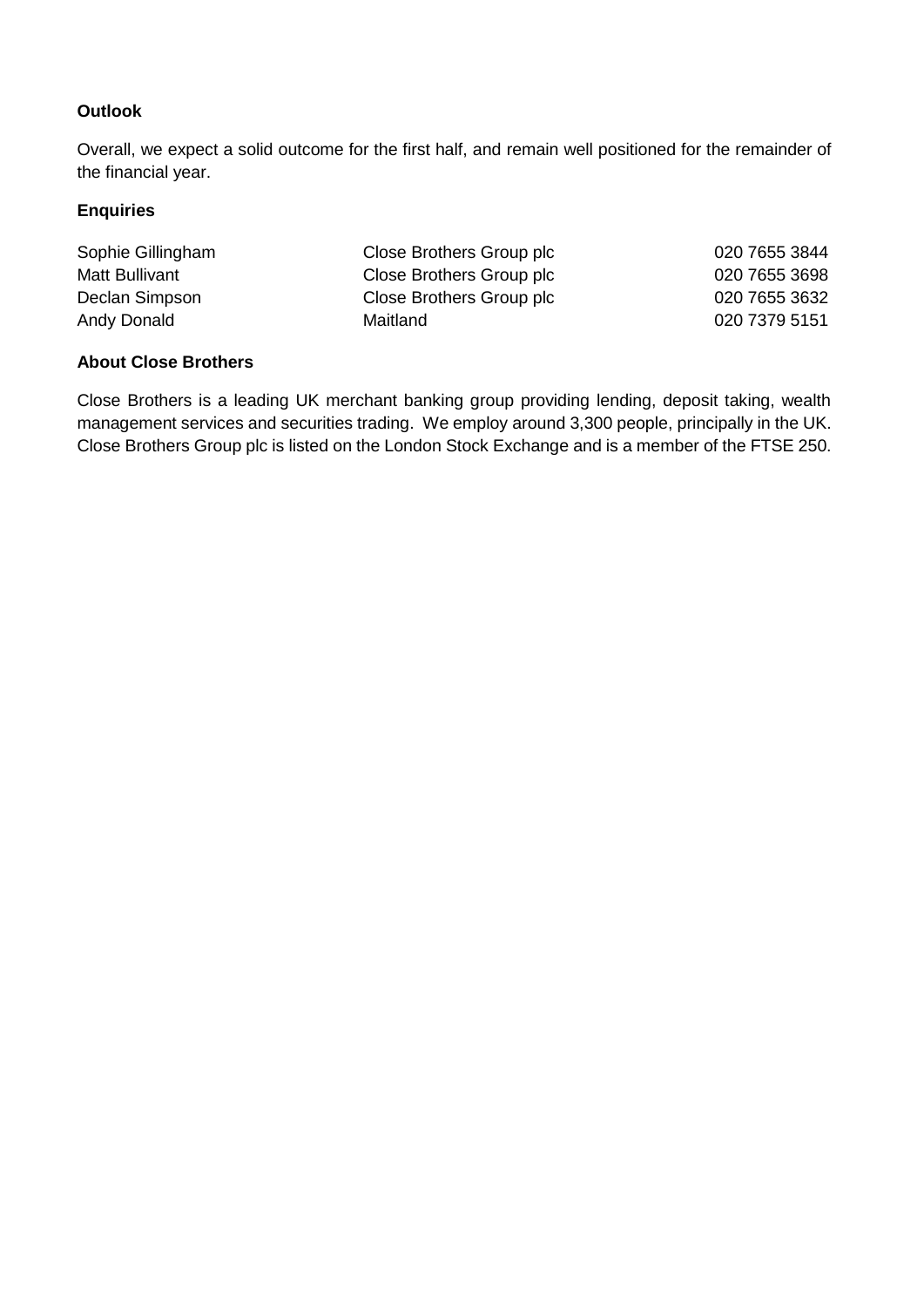**Outlook**

Overall, we expect a solid outcome for the first half, and remain well positioned for the remainder of the financial year.

**Enquiries**

| | | |
|---|---|---|
| Sophie Gillingham | Close Brothers Group plc | 020 7655 3844 |
| Matt Bullivant | Close Brothers Group plc | 020 7655 3698 |
| Declan Simpson | Close Brothers Group plc | 020 7655 3632 |
| Andy Donald | Maitland | 020 7379 5151 |

**About Close Brothers**

Close Brothers is a leading UK merchant banking group providing lending, deposit taking, wealth management services and securities trading. We employ around 3,300 people, principally in the UK. Close Brothers Group plc is listed on the London Stock Exchange and is a member of the FTSE 250.